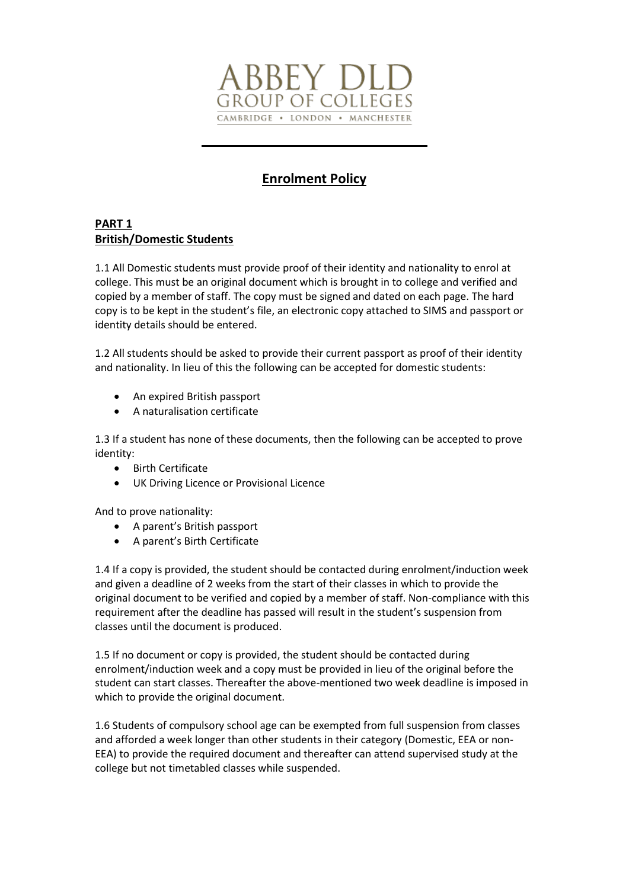ABBEY DLD
GROUP OF COLLEGES
CAMBRIDGE • LONDON • MANCHESTER

# Enrolment Policy

## PART 1
## British/Domestic Students

1.1 All Domestic students must provide proof of their identity and nationality to enrol at college. This must be an original document which is brought in to college and verified and copied by a member of staff. The copy must be signed and dated on each page. The hard copy is to be kept in the student's file, an electronic copy attached to SIMS and passport or identity details should be entered.

1.2 All students should be asked to provide their current passport as proof of their identity and nationality. In lieu of this the following can be accepted for domestic students:

- An expired British passport
- A naturalisation certificate

1.3 If a student has none of these documents, then the following can be accepted to prove identity:

- Birth Certificate
- UK Driving Licence or Provisional Licence

And to prove nationality:

- A parent's British passport
- A parent's Birth Certificate

1.4 If a copy is provided, the student should be contacted during enrolment/induction week and given a deadline of 2 weeks from the start of their classes in which to provide the original document to be verified and copied by a member of staff. Non-compliance with this requirement after the deadline has passed will result in the student's suspension from classes until the document is produced.

1.5 If no document or copy is provided, the student should be contacted during enrolment/induction week and a copy must be provided in lieu of the original before the student can start classes. Thereafter the above-mentioned two week deadline is imposed in which to provide the original document.

1.6 Students of compulsory school age can be exempted from full suspension from classes and afforded a week longer than other students in their category (Domestic, EEA or non-EEA) to provide the required document and thereafter can attend supervised study at the college but not timetabled classes while suspended.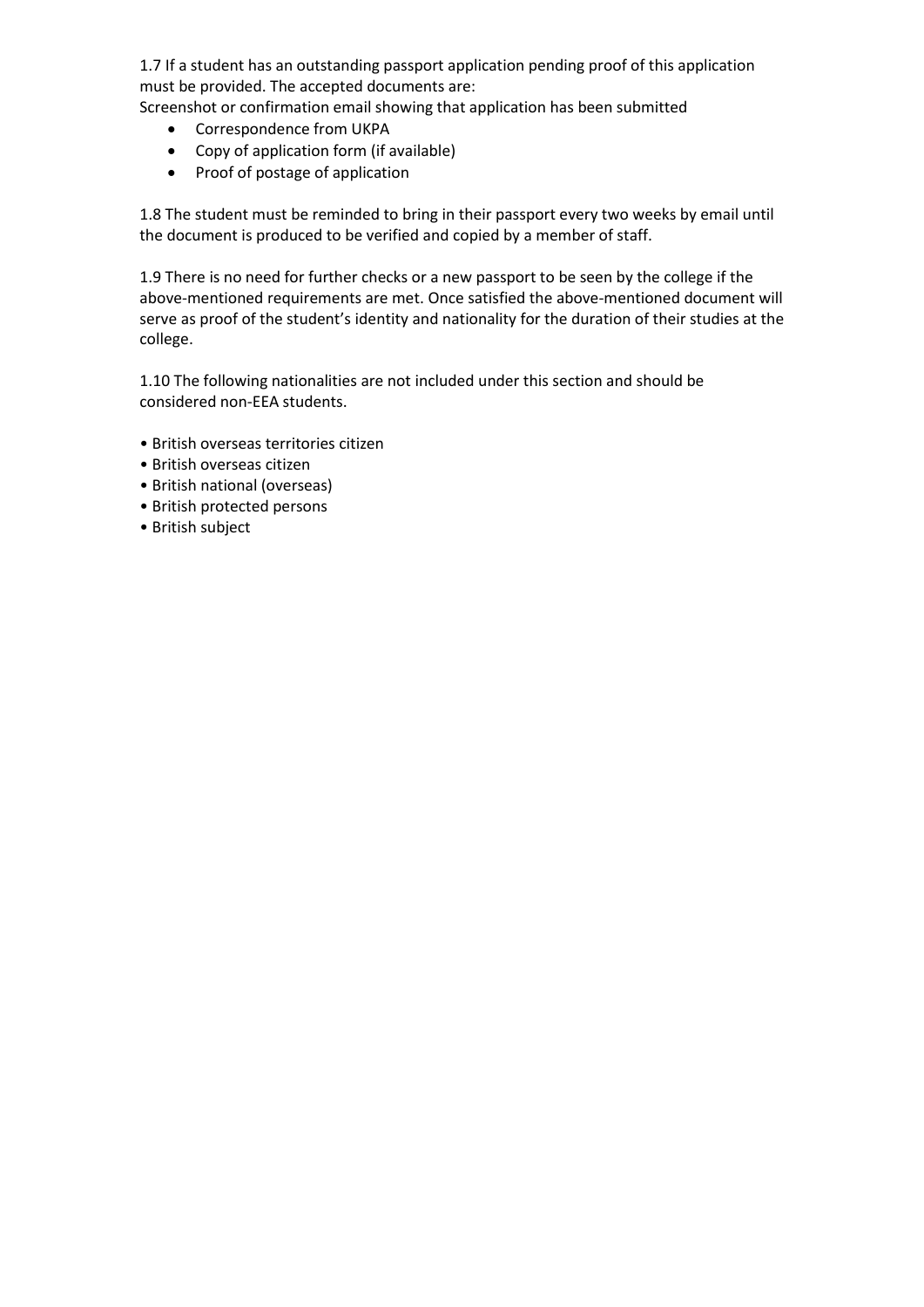1.7 If a student has an outstanding passport application pending proof of this application must be provided. The accepted documents are:

Screenshot or confirmation email showing that application has been submitted

- Correspondence from UKPA
- Copy of application form (if available)
- Proof of postage of application

1.8 The student must be reminded to bring in their passport every two weeks by email until the document is produced to be verified and copied by a member of staff.

1.9 There is no need for further checks or a new passport to be seen by the college if the above-mentioned requirements are met. Once satisfied the above-mentioned document will serve as proof of the student's identity and nationality for the duration of their studies at the college.

1.10 The following nationalities are not included under this section and should be considered non-EEA students.

- British overseas territories citizen
- British overseas citizen
- British national (overseas)
- British protected persons
- British subject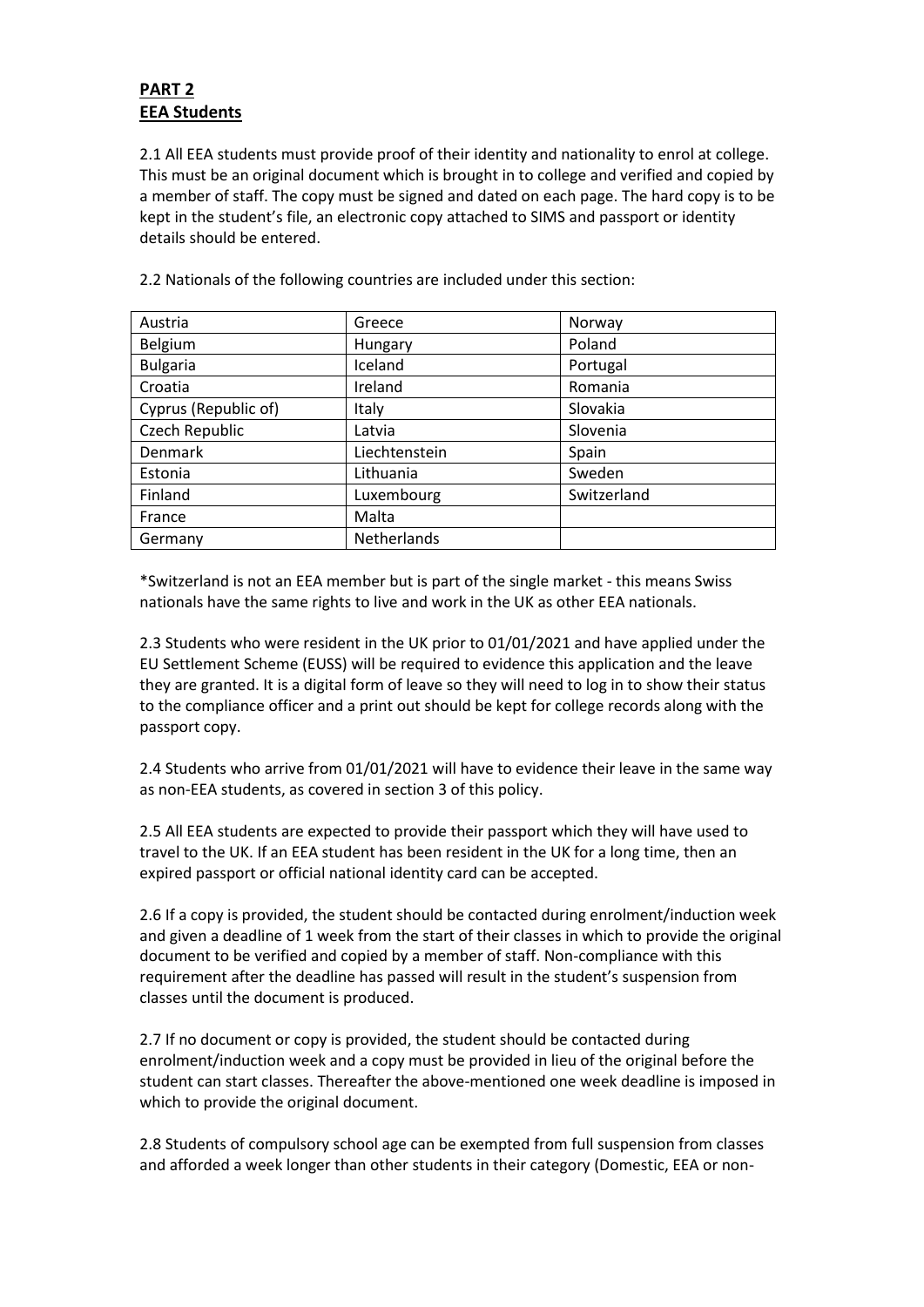**PART 2**
**EEA Students**

2.1 All EEA students must provide proof of their identity and nationality to enrol at college. This must be an original document which is brought in to college and verified and copied by a member of staff. The copy must be signed and dated on each page. The hard copy is to be kept in the student's file, an electronic copy attached to SIMS and passport or identity details should be entered.

2.2 Nationals of the following countries are included under this section:

| | | |
|---|---|---|
| Austria | Greece | Norway |
| Belgium | Hungary | Poland |
| Bulgaria | Iceland | Portugal |
| Croatia | Ireland | Romania |
| Cyprus (Republic of) | Italy | Slovakia |
| Czech Republic | Latvia | Slovenia |
| Denmark | Liechtenstein | Spain |
| Estonia | Lithuania | Sweden |
| Finland | Luxembourg | Switzerland |
| France | Malta | |
| Germany | Netherlands | |

*Switzerland is not an EEA member but is part of the single market - this means Swiss nationals have the same rights to live and work in the UK as other EEA nationals.

2.3 Students who were resident in the UK prior to 01/01/2021 and have applied under the EU Settlement Scheme (EUSS) will be required to evidence this application and the leave they are granted. It is a digital form of leave so they will need to log in to show their status to the compliance officer and a print out should be kept for college records along with the passport copy.

2.4 Students who arrive from 01/01/2021 will have to evidence their leave in the same way as non-EEA students, as covered in section 3 of this policy.

2.5 All EEA students are expected to provide their passport which they will have used to travel to the UK. If an EEA student has been resident in the UK for a long time, then an expired passport or official national identity card can be accepted.

2.6 If a copy is provided, the student should be contacted during enrolment/induction week and given a deadline of 1 week from the start of their classes in which to provide the original document to be verified and copied by a member of staff. Non-compliance with this requirement after the deadline has passed will result in the student's suspension from classes until the document is produced.

2.7 If no document or copy is provided, the student should be contacted during enrolment/induction week and a copy must be provided in lieu of the original before the student can start classes. Thereafter the above-mentioned one week deadline is imposed in which to provide the original document.

2.8 Students of compulsory school age can be exempted from full suspension from classes and afforded a week longer than other students in their category (Domestic, EEA or non-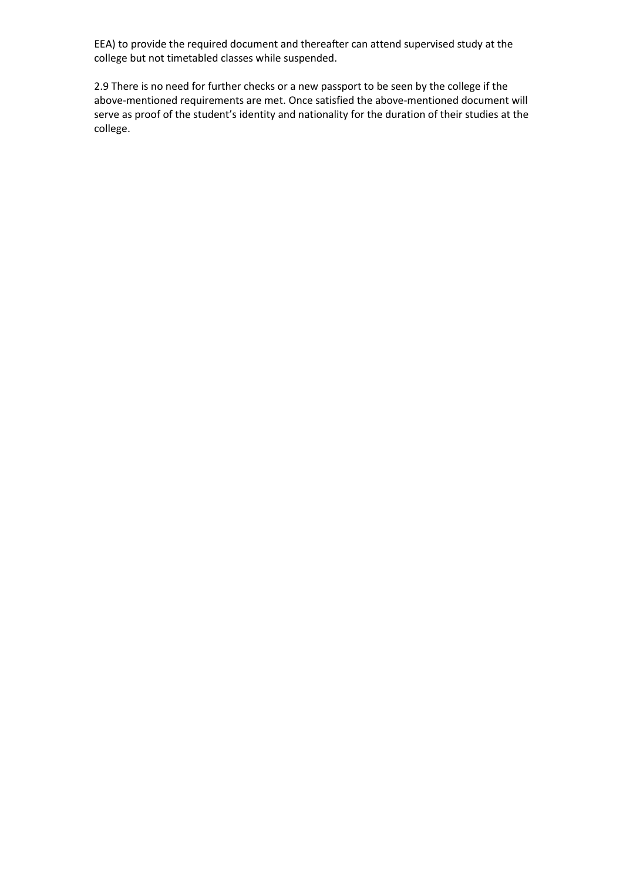EEA) to provide the required document and thereafter can attend supervised study at the college but not timetabled classes while suspended.

2.9 There is no need for further checks or a new passport to be seen by the college if the above-mentioned requirements are met. Once satisfied the above-mentioned document will serve as proof of the student's identity and nationality for the duration of their studies at the college.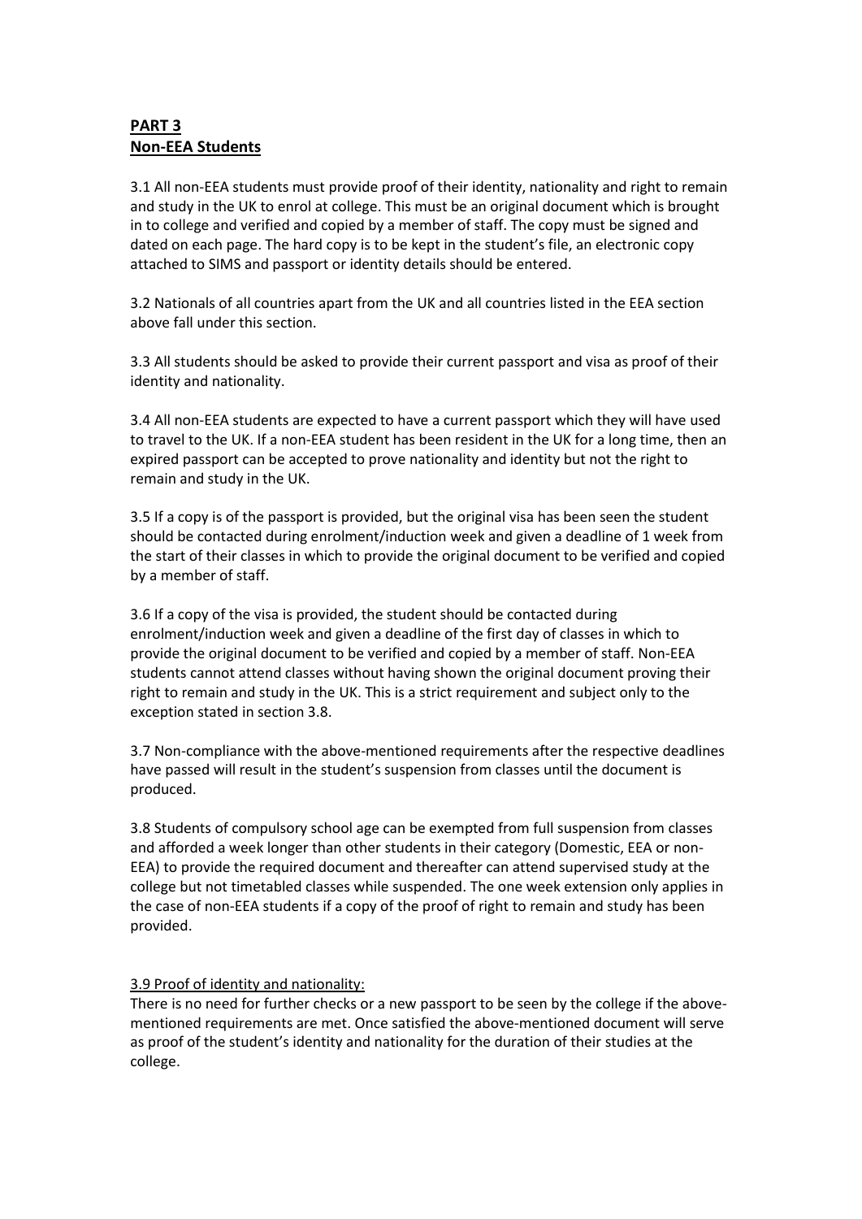## **PART 3**
## **Non-EEA Students**

3.1 All non-EEA students must provide proof of their identity, nationality and right to remain and study in the UK to enrol at college. This must be an original document which is brought in to college and verified and copied by a member of staff. The copy must be signed and dated on each page. The hard copy is to be kept in the student's file, an electronic copy attached to SIMS and passport or identity details should be entered.

3.2 Nationals of all countries apart from the UK and all countries listed in the EEA section above fall under this section.

3.3 All students should be asked to provide their current passport and visa as proof of their identity and nationality.

3.4 All non-EEA students are expected to have a current passport which they will have used to travel to the UK. If a non-EEA student has been resident in the UK for a long time, then an expired passport can be accepted to prove nationality and identity but not the right to remain and study in the UK.

3.5 If a copy is of the passport is provided, but the original visa has been seen the student should be contacted during enrolment/induction week and given a deadline of 1 week from the start of their classes in which to provide the original document to be verified and copied by a member of staff.

3.6 If a copy of the visa is provided, the student should be contacted during enrolment/induction week and given a deadline of the first day of classes in which to provide the original document to be verified and copied by a member of staff. Non-EEA students cannot attend classes without having shown the original document proving their right to remain and study in the UK. This is a strict requirement and subject only to the exception stated in section 3.8.

3.7 Non-compliance with the above-mentioned requirements after the respective deadlines have passed will result in the student's suspension from classes until the document is produced.

3.8 Students of compulsory school age can be exempted from full suspension from classes and afforded a week longer than other students in their category (Domestic, EEA or non-EEA) to provide the required document and thereafter can attend supervised study at the college but not timetabled classes while suspended. The one week extension only applies in the case of non-EEA students if a copy of the proof of right to remain and study has been provided.

3.9 Proof of identity and nationality:

There is no need for further checks or a new passport to be seen by the college if the above-mentioned requirements are met. Once satisfied the above-mentioned document will serve as proof of the student's identity and nationality for the duration of their studies at the college.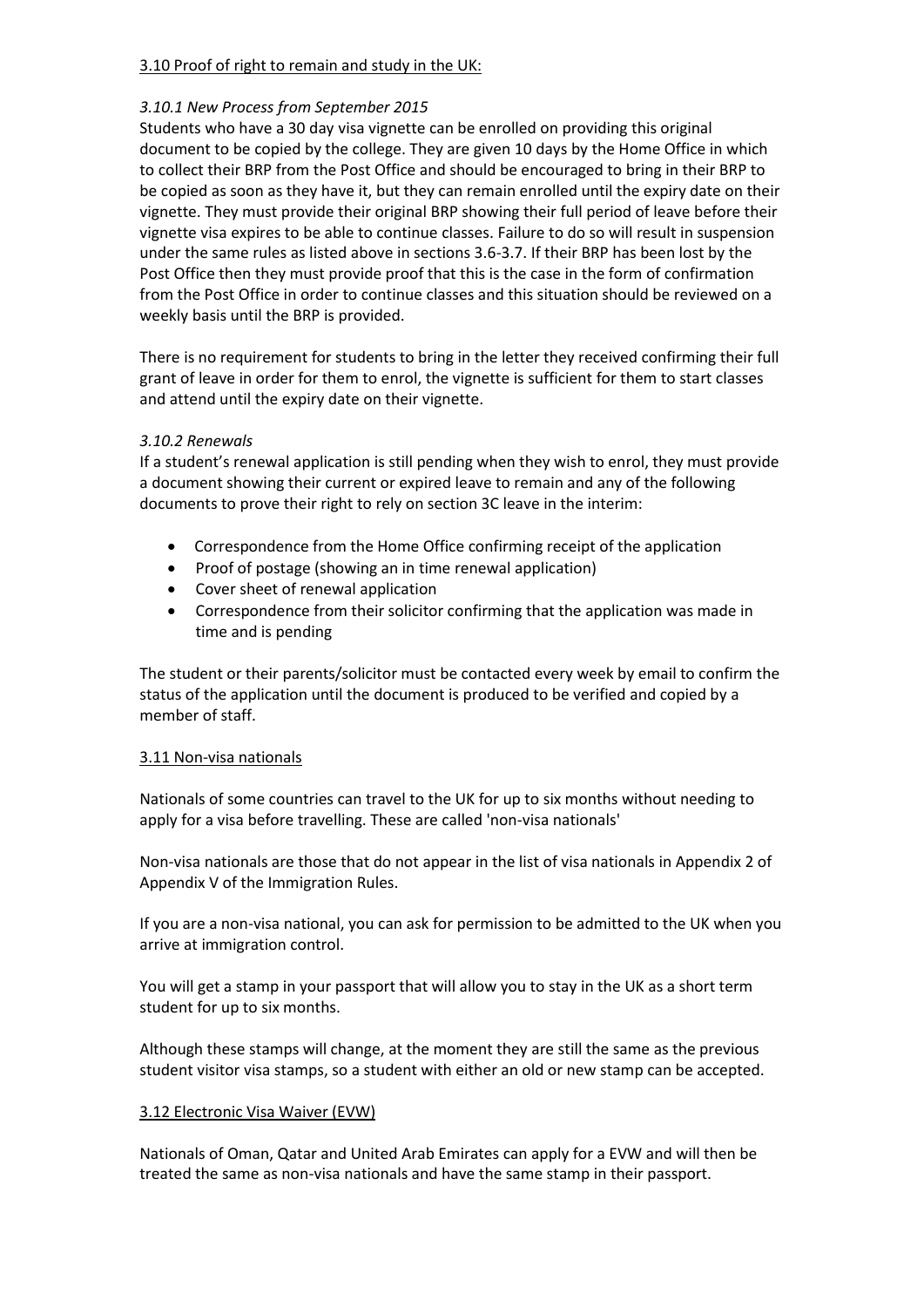## 3.10 Proof of right to remain and study in the UK:

### *3.10.1 New Process from September 2015*

Students who have a 30 day visa vignette can be enrolled on providing this original document to be copied by the college. They are given 10 days by the Home Office in which to collect their BRP from the Post Office and should be encouraged to bring in their BRP to be copied as soon as they have it, but they can remain enrolled until the expiry date on their vignette. They must provide their original BRP showing their full period of leave before their vignette visa expires to be able to continue classes. Failure to do so will result in suspension under the same rules as listed above in sections 3.6-3.7. If their BRP has been lost by the Post Office then they must provide proof that this is the case in the form of confirmation from the Post Office in order to continue classes and this situation should be reviewed on a weekly basis until the BRP is provided.

There is no requirement for students to bring in the letter they received confirming their full grant of leave in order for them to enrol, the vignette is sufficient for them to start classes and attend until the expiry date on their vignette.

### *3.10.2 Renewals*

If a student's renewal application is still pending when they wish to enrol, they must provide a document showing their current or expired leave to remain and any of the following documents to prove their right to rely on section 3C leave in the interim:

- Correspondence from the Home Office confirming receipt of the application
- Proof of postage (showing an in time renewal application)
- Cover sheet of renewal application
- Correspondence from their solicitor confirming that the application was made in time and is pending

The student or their parents/solicitor must be contacted every week by email to confirm the status of the application until the document is produced to be verified and copied by a member of staff.

## 3.11 Non-visa nationals

Nationals of some countries can travel to the UK for up to six months without needing to apply for a visa before travelling. These are called 'non-visa nationals'

Non-visa nationals are those that do not appear in the list of visa nationals in Appendix 2 of Appendix V of the Immigration Rules.

If you are a non-visa national, you can ask for permission to be admitted to the UK when you arrive at immigration control.

You will get a stamp in your passport that will allow you to stay in the UK as a short term student for up to six months.

Although these stamps will change, at the moment they are still the same as the previous student visitor visa stamps, so a student with either an old or new stamp can be accepted.

## 3.12 Electronic Visa Waiver (EVW)

Nationals of Oman, Qatar and United Arab Emirates can apply for a EVW and will then be treated the same as non-visa nationals and have the same stamp in their passport.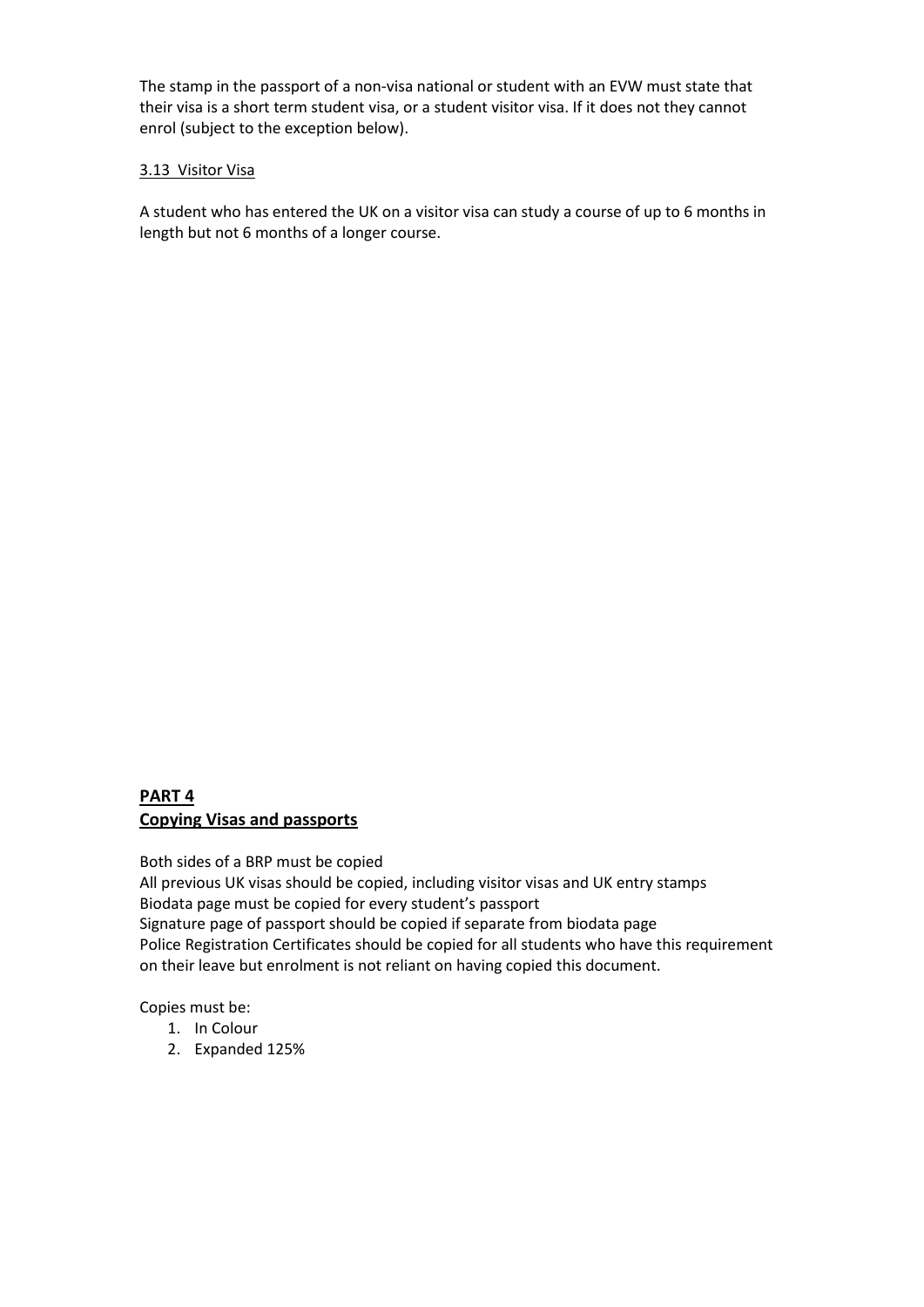The stamp in the passport of a non-visa national or student with an EVW must state that their visa is a short term student visa, or a student visitor visa. If it does not they cannot enrol (subject to the exception below).

### 3.13 Visitor Visa

A student who has entered the UK on a visitor visa can study a course of up to 6 months in length but not 6 months of a longer course.

## PART 4
## Copying Visas and passports

Both sides of a BRP must be copied
All previous UK visas should be copied, including visitor visas and UK entry stamps
Biodata page must be copied for every student's passport
Signature page of passport should be copied if separate from biodata page
Police Registration Certificates should be copied for all students who have this requirement on their leave but enrolment is not reliant on having copied this document.

Copies must be:

1. In Colour
2. Expanded 125%